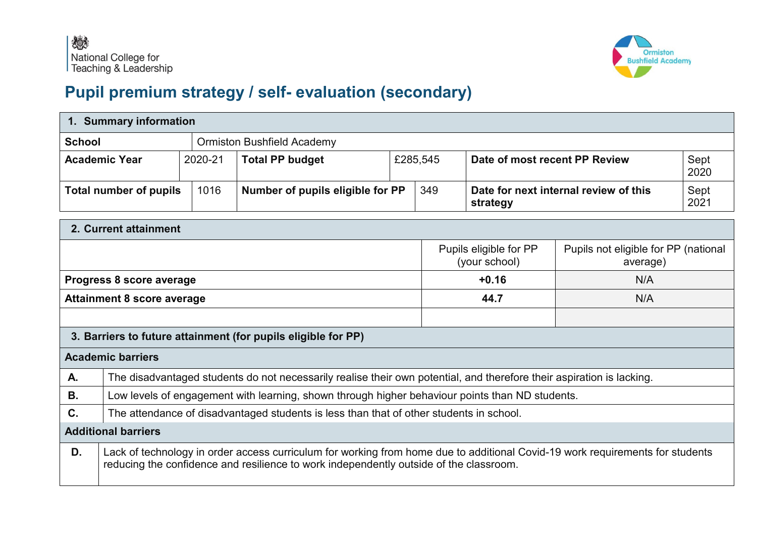National College for Teaching & Leadership

Ormiston Bushfield Academy

# Pupil premium strategy / self- evaluation (secondary)

| 1. Summary information | | | | | |
|---|---|---|---|---|---|
| **School** | Ormiston Bushfield Academy | | | | |
| **Academic Year** | 2020-21 | **Total PP budget** | £285,545 | **Date of most recent PP Review** | Sept 2020 |
| **Total number of pupils** | 1016 | **Number of pupils eligible for PP** | 349 | **Date for next internal review of this strategy** | Sept 2021 |

| 2. Current attainment | | |
|---|---|---|
| | Pupils eligible for PP (your school) | Pupils not eligible for PP (national average) |
| **Progress 8 score average** | **+0.16** | N/A |
| **Attainment 8 score average** | **44.7** | N/A |
| | | |

| 3. Barriers to future attainment (for pupils eligible for PP) | |
|---|---|
| **Academic barriers** | |
| **A.** | The disadvantaged students do not necessarily realise their own potential, and therefore their aspiration is lacking. |
| **B.** | Low levels of engagement with learning, shown through higher behaviour points than ND students. |
| **C.** | The attendance of disadvantaged students is less than that of other students in school. |
| **Additional barriers** | |
| **D.** | Lack of technology in order access curriculum for working from home due to additional Covid-19 work requirements for students reducing the confidence and resilience to work independently outside of the classroom. |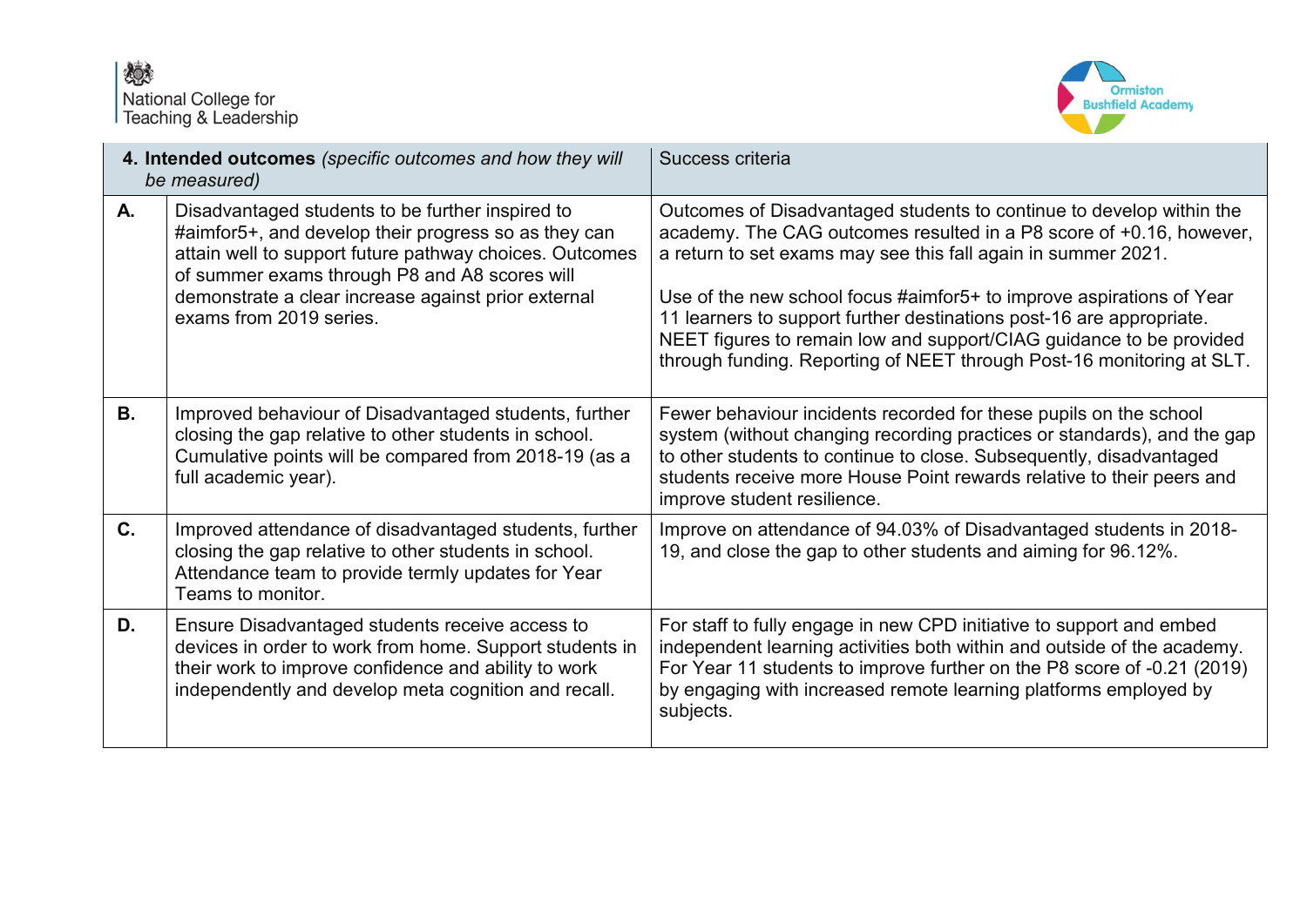| | **4. Intended outcomes** *(specific outcomes and how they will be measured)* | Success criteria |
|---|---|---|
| **A.** | Disadvantaged students to be further inspired to #aimfor5+, and develop their progress so as they can attain well to support future pathway choices. Outcomes of summer exams through P8 and A8 scores will demonstrate a clear increase against prior external exams from 2019 series. | Outcomes of Disadvantaged students to continue to develop within the academy. The CAG outcomes resulted in a P8 score of +0.16, however, a return to set exams may see this fall again in summer 2021.<br><br>Use of the new school focus #aimfor5+ to improve aspirations of Year 11 learners to support further destinations post-16 are appropriate. NEET figures to remain low and support/CIAG guidance to be provided through funding. Reporting of NEET through Post-16 monitoring at SLT. |
| **B.** | Improved behaviour of Disadvantaged students, further closing the gap relative to other students in school. Cumulative points will be compared from 2018-19 (as a full academic year). | Fewer behaviour incidents recorded for these pupils on the school system (without changing recording practices or standards), and the gap to other students to continue to close. Subsequently, disadvantaged students receive more House Point rewards relative to their peers and improve student resilience. |
| **C.** | Improved attendance of disadvantaged students, further closing the gap relative to other students in school. Attendance team to provide termly updates for Year Teams to monitor. | Improve on attendance of 94.03% of Disadvantaged students in 2018-19, and close the gap to other students and aiming for 96.12%. |
| **D.** | Ensure Disadvantaged students receive access to devices in order to work from home. Support students in their work to improve confidence and ability to work independently and develop meta cognition and recall. | For staff to fully engage in new CPD initiative to support and embed independent learning activities both within and outside of the academy. For Year 11 students to improve further on the P8 score of -0.21 (2019) by engaging with increased remote learning platforms employed by subjects. |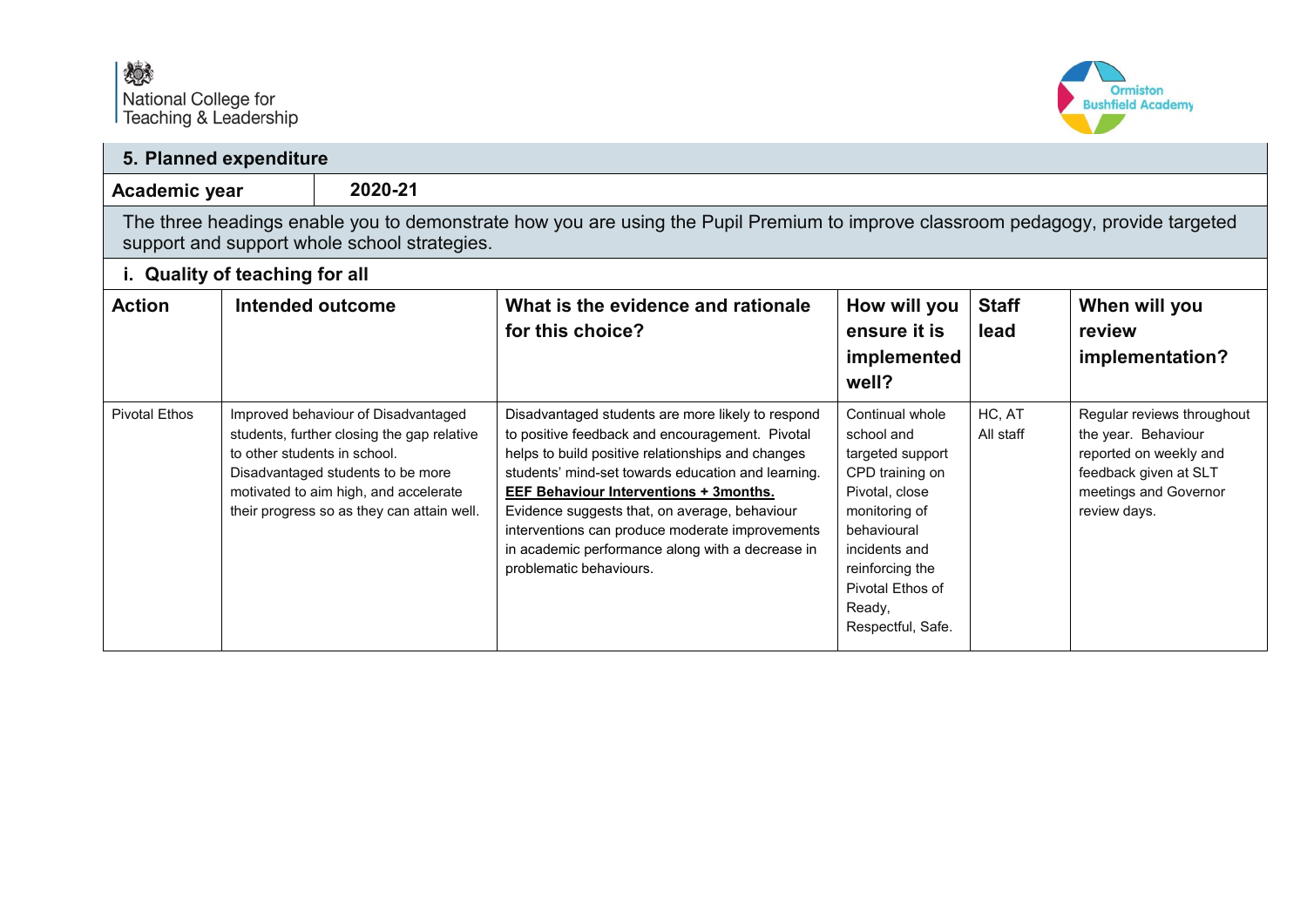## 5. Planned expenditure

| Academic year | 2020-21 |
|---|---|

The three headings enable you to demonstrate how you are using the Pupil Premium to improve classroom pedagogy, provide targeted support and support whole school strategies.

### i. Quality of teaching for all

| Action | Intended outcome | What is the evidence and rationale for this choice? | How will you ensure it is implemented well? | Staff lead | When will you review implementation? |
|---|---|---|---|---|---|
| Pivotal Ethos | Improved behaviour of Disadvantaged students, further closing the gap relative to other students in school. Disadvantaged students to be more motivated to aim high, and accelerate their progress so as they can attain well. | Disadvantaged students are more likely to respond to positive feedback and encouragement. Pivotal helps to build positive relationships and changes students' mind-set towards education and learning. **EEF Behaviour Interventions + 3months.** Evidence suggests that, on average, behaviour interventions can produce moderate improvements in academic performance along with a decrease in problematic behaviours. | Continual whole school and targeted support CPD training on Pivotal, close monitoring of behavioural incidents and reinforcing the Pivotal Ethos of Ready, Respectful, Safe. | HC, AT All staff | Regular reviews throughout the year. Behaviour reported on weekly and feedback given at SLT meetings and Governor review days. |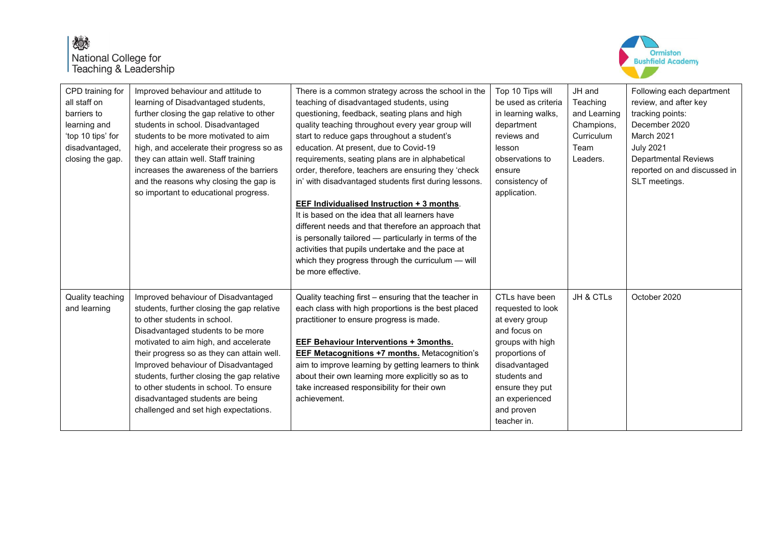| CPD training for all staff on barriers to learning and 'top 10 tips' for disadvantaged, closing the gap. | Improved behaviour and attitude to learning of Disadvantaged students, further closing the gap relative to other students in school. Disadvantaged students to be more motivated to aim high, and accelerate their progress so as they can attain well. Staff training increases the awareness of the barriers and the reasons why closing the gap is so important to educational progress. | There is a common strategy across the school in the teaching of disadvantaged students, using questioning, feedback, seating plans and high quality teaching throughout every year group will start to reduce gaps throughout a student's education. At present, due to Covid-19 requirements, seating plans are in alphabetical order, therefore, teachers are ensuring they 'check in' with disadvantaged students first during lessons.<br><br>**EEF Individualised Instruction + 3 months**.<br>It is based on the idea that all learners have different needs and that therefore an approach that is personally tailored — particularly in terms of the activities that pupils undertake and the pace at which they progress through the curriculum — will be more effective. | Top 10 Tips will be used as criteria in learning walks, department reviews and lesson observations to ensure consistency of application. | JH and Teaching and Learning Champions, Curriculum Team Leaders. | Following each department review, and after key tracking points:<br>December 2020<br>March 2021<br>July 2021<br>Departmental Reviews reported on and discussed in SLT meetings. |
|---|---|---|---|---|---|
| Quality teaching and learning | Improved behaviour of Disadvantaged students, further closing the gap relative to other students in school. Disadvantaged students to be more motivated to aim high, and accelerate their progress so as they can attain well. Improved behaviour of Disadvantaged students, further closing the gap relative to other students in school. To ensure disadvantaged students are being challenged and set high expectations. | Quality teaching first – ensuring that the teacher in each class with high proportions is the best placed practitioner to ensure progress is made.<br><br>**EEF Behaviour Interventions + 3months.**<br>**EEF Metacognitions +7 months.** Metacognition's aim to improve learning by getting learners to think about their own learning more explicitly so as to take increased responsibility for their own achievement. | CTLs have been requested to look at every group and focus on groups with high proportions of disadvantaged students and ensure they put an experienced and proven teacher in. | JH & CTLs | October 2020 |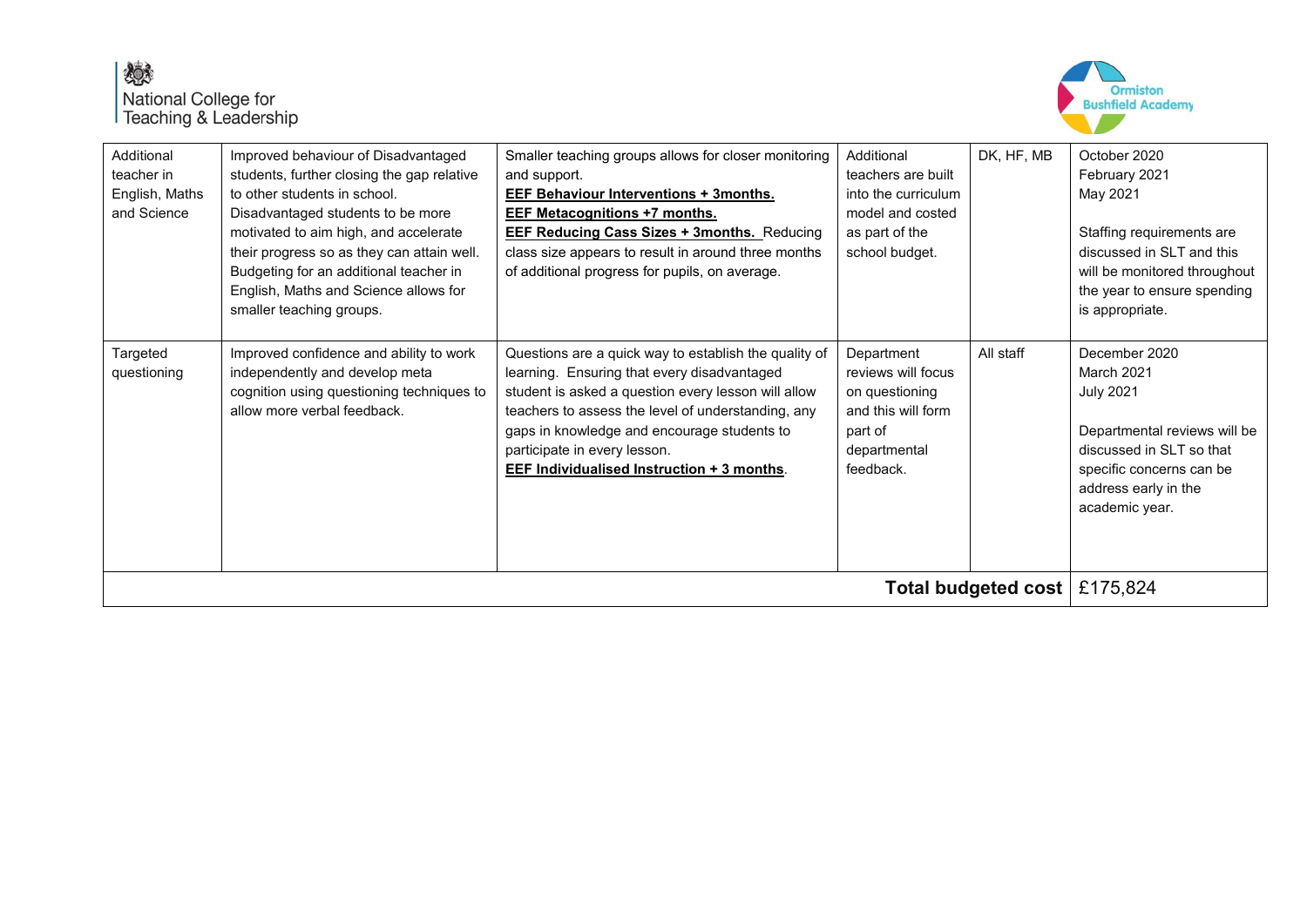| | | | | | |
|---|---|---|---|---|---|
| Additional teacher in English, Maths and Science | Improved behaviour of Disadvantaged students, further closing the gap relative to other students in school.<br>Disadvantaged students to be more motivated to aim high, and accelerate their progress so as they can attain well.<br>Budgeting for an additional teacher in English, Maths and Science allows for smaller teaching groups. | Smaller teaching groups allows for closer monitoring and support.<br>**EEF Behaviour Interventions + 3months.**<br>**EEF Metacognitions +7 months.**<br>**EEF Reducing Cass Sizes + 3months.** Reducing class size appears to result in around three months of additional progress for pupils, on average. | Additional teachers are built into the curriculum model and costed as part of the school budget. | DK, HF, MB | October 2020<br>February 2021<br>May 2021<br><br>Staffing requirements are discussed in SLT and this will be monitored throughout the year to ensure spending is appropriate. |
| Targeted questioning | Improved confidence and ability to work independently and develop meta cognition using questioning techniques to allow more verbal feedback. | Questions are a quick way to establish the quality of learning. Ensuring that every disadvantaged student is asked a question every lesson will allow teachers to assess the level of understanding, any gaps in knowledge and encourage students to participate in every lesson.<br>**EEF Individualised Instruction + 3 months**. | Department reviews will focus on questioning and this will form part of departmental feedback. | All staff | December 2020<br>March 2021<br>July 2021<br><br>Departmental reviews will be discussed in SLT so that specific concerns can be address early in the academic year. |
| | | | | **Total budgeted cost** | £175,824 |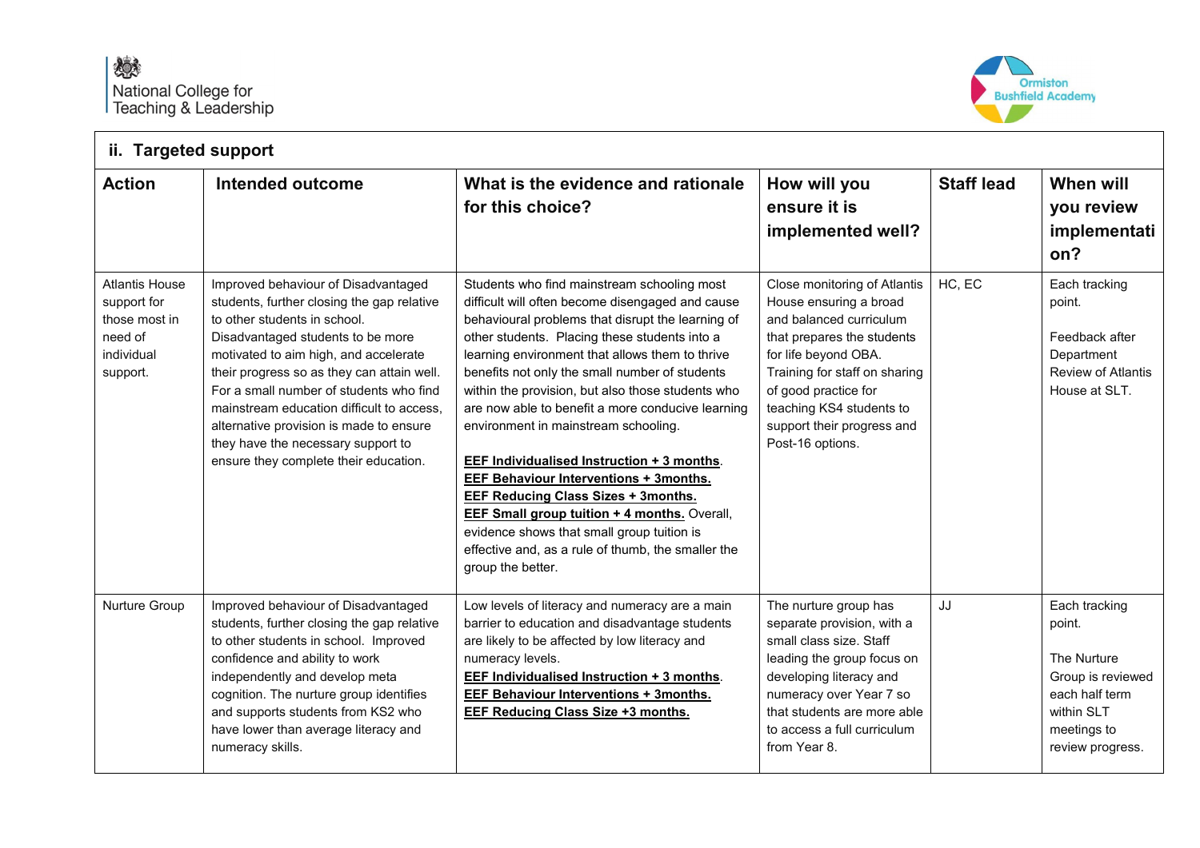## ii. Targeted support

| Action | Intended outcome | What is the evidence and rationale for this choice? | How will you ensure it is implemented well? | Staff lead | When will you review implementation? |
|---|---|---|---|---|---|
| Atlantis House support for those most in need of individual support. | Improved behaviour of Disadvantaged students, further closing the gap relative to other students in school. Disadvantaged students to be more motivated to aim high, and accelerate their progress so as they can attain well. For a small number of students who find mainstream education difficult to access, alternative provision is made to ensure they have the necessary support to ensure they complete their education. | Students who find mainstream schooling most difficult will often become disengaged and cause behavioural problems that disrupt the learning of other students. Placing these students into a learning environment that allows them to thrive benefits not only the small number of students within the provision, but also those students who are now able to benefit a more conducive learning environment in mainstream schooling.<br><br>**EEF Individualised Instruction + 3 months**.<br>**EEF Behaviour Interventions + 3months.**<br>**EEF Reducing Class Sizes + 3months.**<br>**EEF Small group tuition + 4 months.** Overall, evidence shows that small group tuition is effective and, as a rule of thumb, the smaller the group the better. | Close monitoring of Atlantis House ensuring a broad and balanced curriculum that prepares the students for life beyond OBA. Training for staff on sharing of good practice for teaching KS4 students to support their progress and Post-16 options. | HC, EC | Each tracking point.<br><br>Feedback after Department Review of Atlantis House at SLT. |
| Nurture Group | Improved behaviour of Disadvantaged students, further closing the gap relative to other students in school. Improved confidence and ability to work independently and develop meta cognition. The nurture group identifies and supports students from KS2 who have lower than average literacy and numeracy skills. | Low levels of literacy and numeracy are a main barrier to education and disadvantage students are likely to be affected by low literacy and numeracy levels.<br>**EEF Individualised Instruction + 3 months**.<br>**EEF Behaviour Interventions + 3months.**<br>**EEF Reducing Class Size +3 months.** | The nurture group has separate provision, with a small class size. Staff leading the group focus on developing literacy and numeracy over Year 7 so that students are more able to access a full curriculum from Year 8. | JJ | Each tracking point.<br><br>The Nurture Group is reviewed each half term within SLT meetings to review progress. |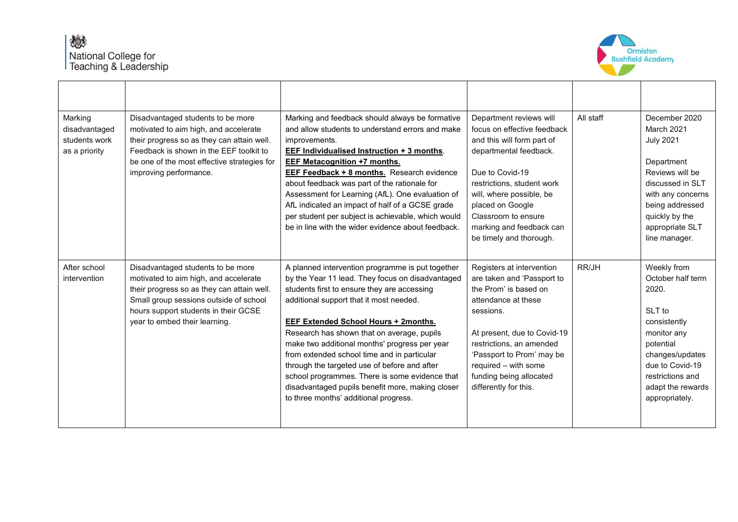| | | | | | |
|---|---|---|---|---|---|
| Marking disadvantaged students work as a priority | Disadvantaged students to be more motivated to aim high, and accelerate their progress so as they can attain well. Feedback is shown in the EEF toolkit to be one of the most effective strategies for improving performance. | Marking and feedback should always be formative and allow students to understand errors and make improvements. **EEF Individualised Instruction + 3 months**. **EEF Metacognition +7 months.** **EEF Feedback + 8 months.** Research evidence about feedback was part of the rationale for Assessment for Learning (AfL). One evaluation of AfL indicated an impact of half of a GCSE grade per student per subject is achievable, which would be in line with the wider evidence about feedback. | Department reviews will focus on effective feedback and this will form part of departmental feedback.<br><br>Due to Covid-19 restrictions, student work will, where possible, be placed on Google Classroom to ensure marking and feedback can be timely and thorough. | All staff | December 2020<br>March 2021<br>July 2021<br><br>Department Reviews will be discussed in SLT with any concerns being addressed quickly by the appropriate SLT line manager. |
| After school intervention | Disadvantaged students to be more motivated to aim high, and accelerate their progress so as they can attain well. Small group sessions outside of school hours support students in their GCSE year to embed their learning. | A planned intervention programme is put together by the Year 11 lead. They focus on disadvantaged students first to ensure they are accessing additional support that it most needed.<br><br>**EEF Extended School Hours + 2months.** Research has shown that on average, pupils make two additional months' progress per year from extended school time and in particular through the targeted use of before and after school programmes. There is some evidence that disadvantaged pupils benefit more, making closer to three months' additional progress. | Registers at intervention are taken and 'Passport to the Prom' is based on attendance at these sessions.<br><br>At present, due to Covid-19 restrictions, an amended 'Passport to Prom' may be required – with some funding being allocated differently for this. | RR/JH | Weekly from October half term 2020.<br><br>SLT to consistently monitor any potential changes/updates due to Covid-19 restrictions and adapt the rewards appropriately. |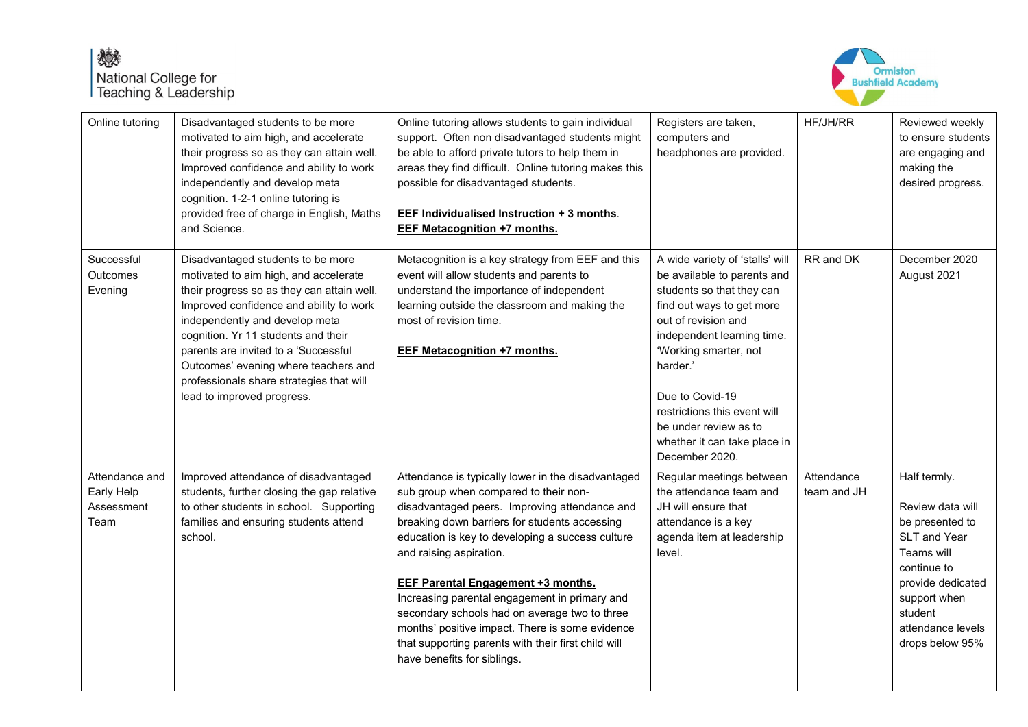| Online tutoring | Disadvantaged students to be more motivated to aim high, and accelerate their progress so as they can attain well. Improved confidence and ability to work independently and develop meta cognition. 1-2-1 online tutoring is provided free of charge in English, Maths and Science. | Online tutoring allows students to gain individual support. Often non disadvantaged students might be able to afford private tutors to help them in areas they find difficult. Online tutoring makes this possible for disadvantaged students.<br><br>**EEF Individualised Instruction + 3 months**.<br>**EEF Metacognition +7 months.** | Registers are taken, computers and headphones are provided. | HF/JH/RR | Reviewed weekly to ensure students are engaging and making the desired progress. |
|---|---|---|---|---|---|
| Successful Outcomes Evening | Disadvantaged students to be more motivated to aim high, and accelerate their progress so as they can attain well. Improved confidence and ability to work independently and develop meta cognition. Yr 11 students and their parents are invited to a 'Successful Outcomes' evening where teachers and professionals share strategies that will lead to improved progress. | Metacognition is a key strategy from EEF and this event will allow students and parents to understand the importance of independent learning outside the classroom and making the most of revision time.<br><br>**EEF Metacognition +7 months.** | A wide variety of 'stalls' will be available to parents and students so that they can find out ways to get more out of revision and independent learning time. 'Working smarter, not harder.'<br><br>Due to Covid-19 restrictions this event will be under review as to whether it can take place in December 2020. | RR and DK | December 2020<br>August 2021 |
| Attendance and Early Help Assessment Team | Improved attendance of disadvantaged students, further closing the gap relative to other students in school. Supporting families and ensuring students attend school. | Attendance is typically lower in the disadvantaged sub group when compared to their non-disadvantaged peers. Improving attendance and breaking down barriers for students accessing education is key to developing a success culture and raising aspiration.<br><br>**EEF Parental Engagement +3 months.**<br>Increasing parental engagement in primary and secondary schools had on average two to three months' positive impact. There is some evidence that supporting parents with their first child will have benefits for siblings. | Regular meetings between the attendance team and JH will ensure that attendance is a key agenda item at leadership level. | Attendance team and JH | Half termly.<br><br>Review data will be presented to SLT and Year Teams will continue to provide dedicated support when student attendance levels drops below 95% |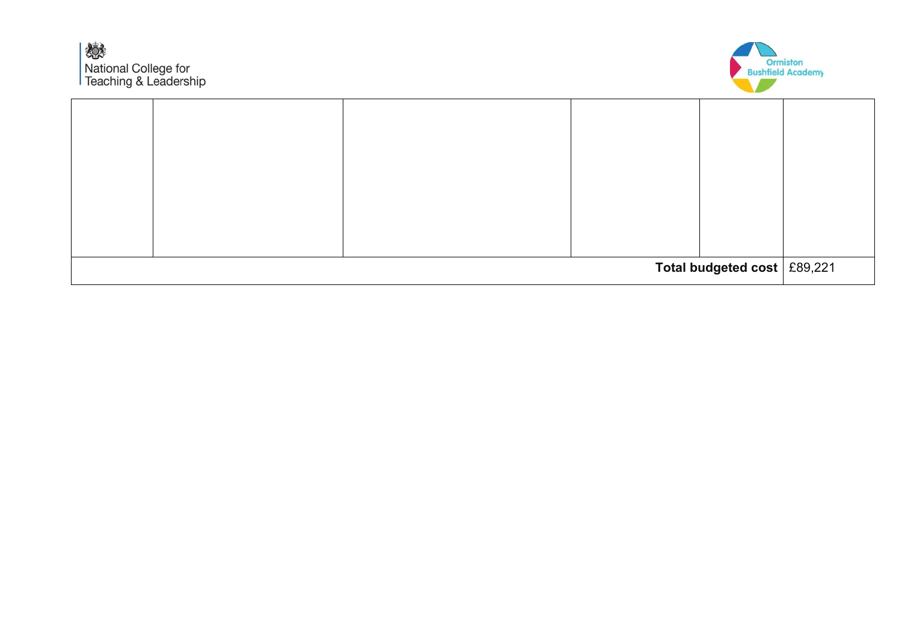| | | | | | |
|---|---|---|---|---|---|
| | | | | | |
| | | | | **Total budgeted cost** | £89,221 |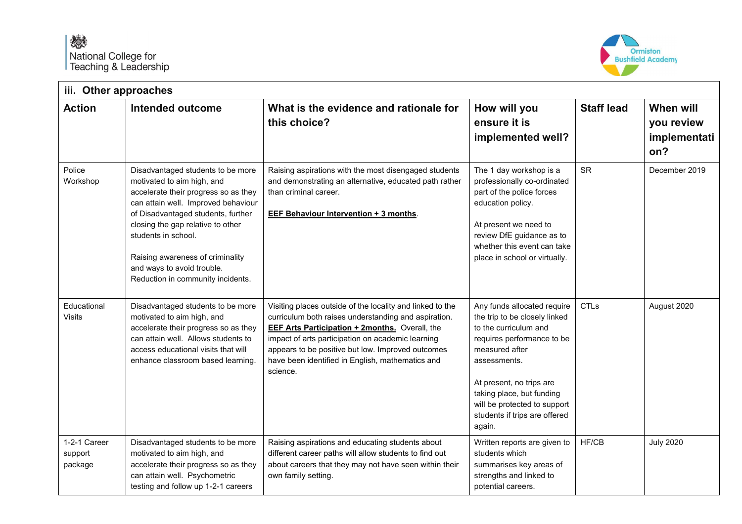### iii. Other approaches

| Action | Intended outcome | What is the evidence and rationale for this choice? | How will you ensure it is implemented well? | Staff lead | When will you review implementation? |
|---|---|---|---|---|---|
| Police Workshop | Disadvantaged students to be more motivated to aim high, and accelerate their progress so as they can attain well. Improved behaviour of Disadvantaged students, further closing the gap relative to other students in school.<br><br>Raising awareness of criminality and ways to avoid trouble. Reduction in community incidents. | Raising aspirations with the most disengaged students and demonstrating an alternative, educated path rather than criminal career.<br><br>**EEF Behaviour Intervention + 3 months**. | The 1 day workshop is a professionally co-ordinated part of the police forces education policy.<br><br>At present we need to review DfE guidance as to whether this event can take place in school or virtually. | SR | December 2019 |
| Educational Visits | Disadvantaged students to be more motivated to aim high, and accelerate their progress so as they can attain well. Allows students to access educational visits that will enhance classroom based learning. | Visiting places outside of the locality and linked to the curriculum both raises understanding and aspiration. **EEF Arts Participation + 2months.** Overall, the impact of arts participation on academic learning appears to be positive but low. Improved outcomes have been identified in English, mathematics and science. | Any funds allocated require the trip to be closely linked to the curriculum and requires performance to be measured after assessments.<br><br>At present, no trips are taking place, but funding will be protected to support students if trips are offered again. | CTLs | August 2020 |
| 1-2-1 Career support package | Disadvantaged students to be more motivated to aim high, and accelerate their progress so as they can attain well. Psychometric testing and follow up 1-2-1 careers | Raising aspirations and educating students about different career paths will allow students to find out about careers that they may not have seen within their own family setting. | Written reports are given to students which summarises key areas of strengths and linked to potential careers. | HF/CB | July 2020 |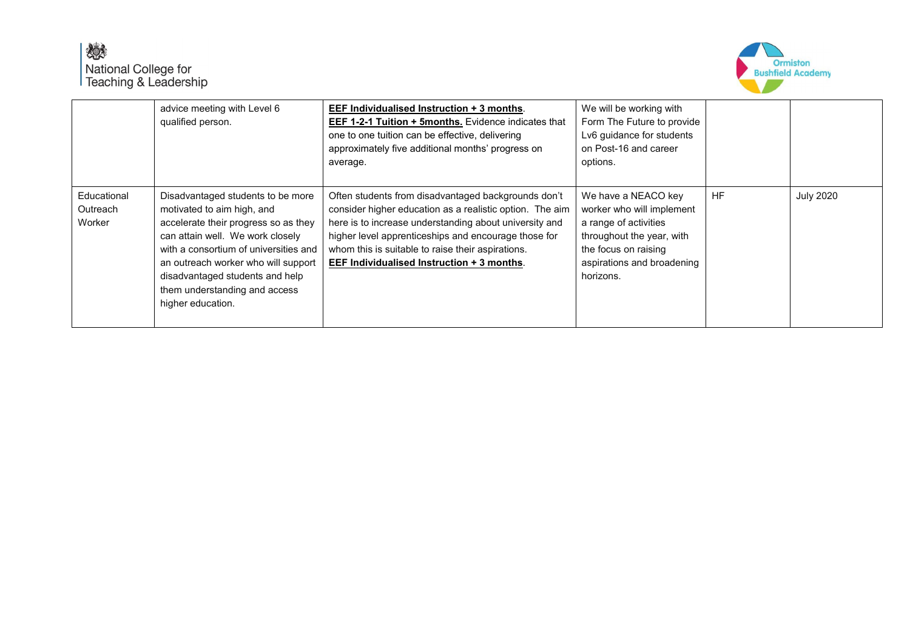| | | | | | |
|---|---|---|---|---|---|
| | advice meeting with Level 6 qualified person. | **EEF Individualised Instruction + 3 months**. **EEF 1-2-1 Tuition + 5months.** Evidence indicates that one to one tuition can be effective, delivering approximately five additional months' progress on average. | We will be working with Form The Future to provide Lv6 guidance for students on Post-16 and career options. | | |
| Educational Outreach Worker | Disadvantaged students to be more motivated to aim high, and accelerate their progress so as they can attain well. We work closely with a consortium of universities and an outreach worker who will support disadvantaged students and help them understanding and access higher education. | Often students from disadvantaged backgrounds don't consider higher education as a realistic option. The aim here is to increase understanding about university and higher level apprenticeships and encourage those for whom this is suitable to raise their aspirations. **EEF Individualised Instruction + 3 months**. | We have a NEACO key worker who will implement a range of activities throughout the year, with the focus on raising aspirations and broadening horizons. | HF | July 2020 |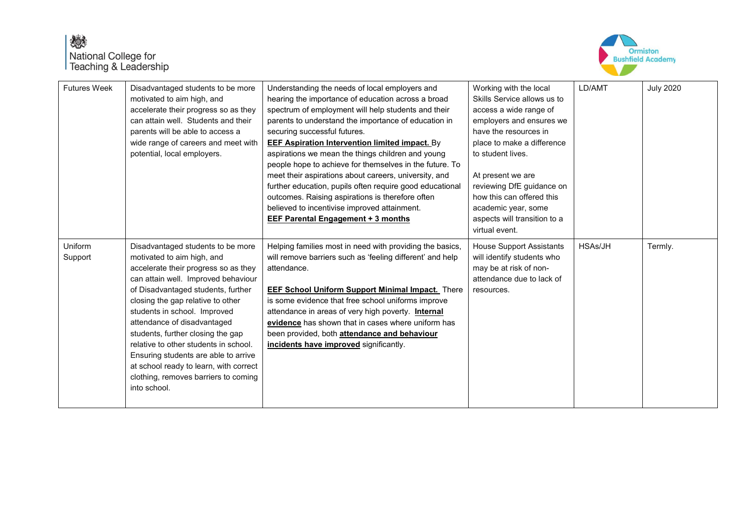| | | | | | |
|---|---|---|---|---|---|
| Futures Week | Disadvantaged students to be more motivated to aim high, and accelerate their progress so as they can attain well. Students and their parents will be able to access a wide range of careers and meet with potential, local employers. | Understanding the needs of local employers and hearing the importance of education across a broad spectrum of employment will help students and their parents to understand the importance of education in securing successful futures.<br>**EEF Aspiration Intervention limited impact.** By aspirations we mean the things children and young people hope to achieve for themselves in the future. To meet their aspirations about careers, university, and further education, pupils often require good educational outcomes. Raising aspirations is therefore often believed to incentivise improved attainment.<br>**EEF Parental Engagement + 3 months** | Working with the local Skills Service allows us to access a wide range of employers and ensures we have the resources in place to make a difference to student lives.<br><br>At present we are reviewing DfE guidance on how this can offered this academic year, some aspects will transition to a virtual event. | LD/AMT | July 2020 |
| Uniform Support | Disadvantaged students to be more motivated to aim high, and accelerate their progress so as they can attain well. Improved behaviour of Disadvantaged students, further closing the gap relative to other students in school. Improved attendance of disadvantaged students, further closing the gap relative to other students in school. Ensuring students are able to arrive at school ready to learn, with correct clothing, removes barriers to coming into school. | Helping families most in need with providing the basics, will remove barriers such as 'feeling different' and help attendance.<br><br>**EEF School Uniform Support Minimal Impact.** There is some evidence that free school uniforms improve attendance in areas of very high poverty. **Internal evidence** has shown that in cases where uniform has been provided, both **attendance and behaviour incidents have improved** significantly. | House Support Assistants will identify students who may be at risk of non-attendance due to lack of resources. | HSAs/JH | Termly. |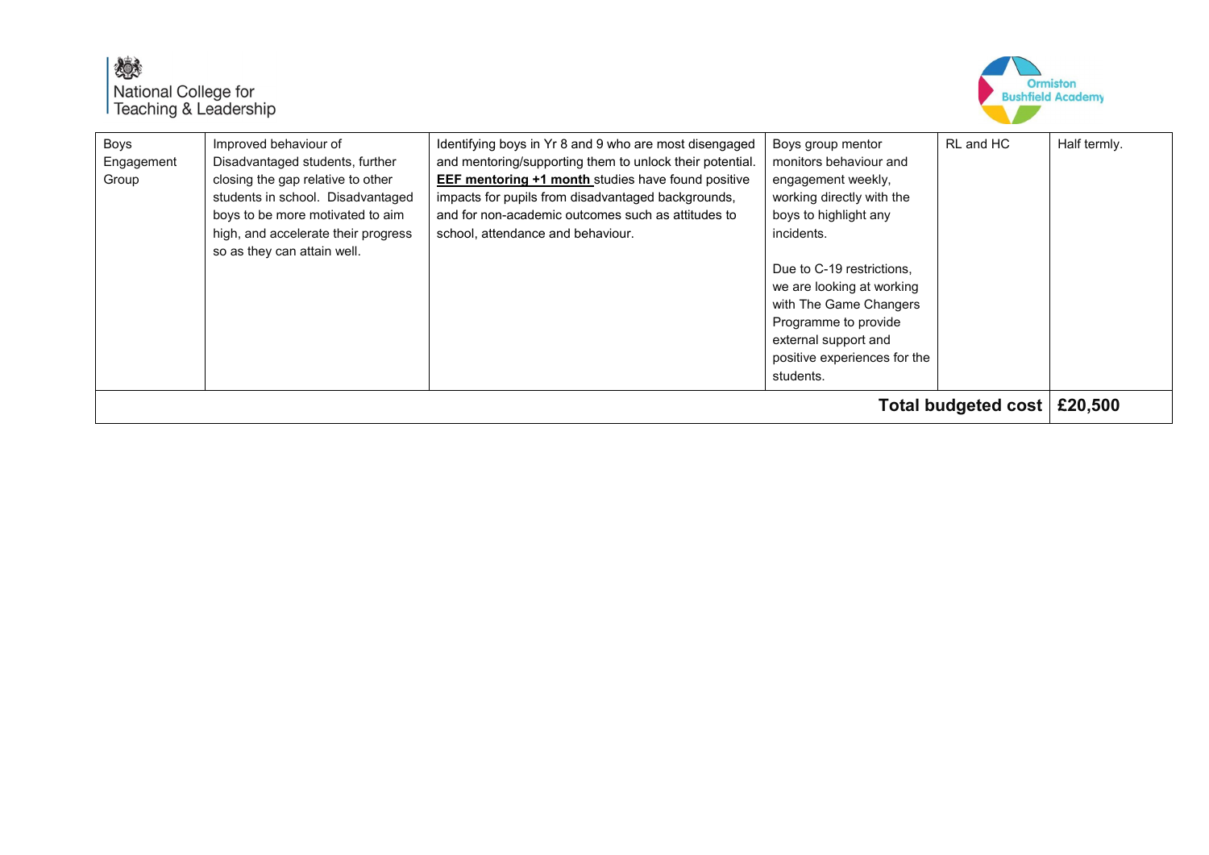| | | | | | |
|---|---|---|---|---|---|
| Boys Engagement Group | Improved behaviour of Disadvantaged students, further closing the gap relative to other students in school. Disadvantaged boys to be more motivated to aim high, and accelerate their progress so as they can attain well. | Identifying boys in Yr 8 and 9 who are most disengaged and mentoring/supporting them to unlock their potential. **EEF mentoring +1 month** studies have found positive impacts for pupils from disadvantaged backgrounds, and for non-academic outcomes such as attitudes to school, attendance and behaviour. | Boys group mentor monitors behaviour and engagement weekly, working directly with the boys to highlight any incidents.<br><br>Due to C-19 restrictions, we are looking at working with The Game Changers Programme to provide external support and positive experiences for the students. | RL and HC | Half termly. |
| | | | | **Total budgeted cost** | **£20,500** |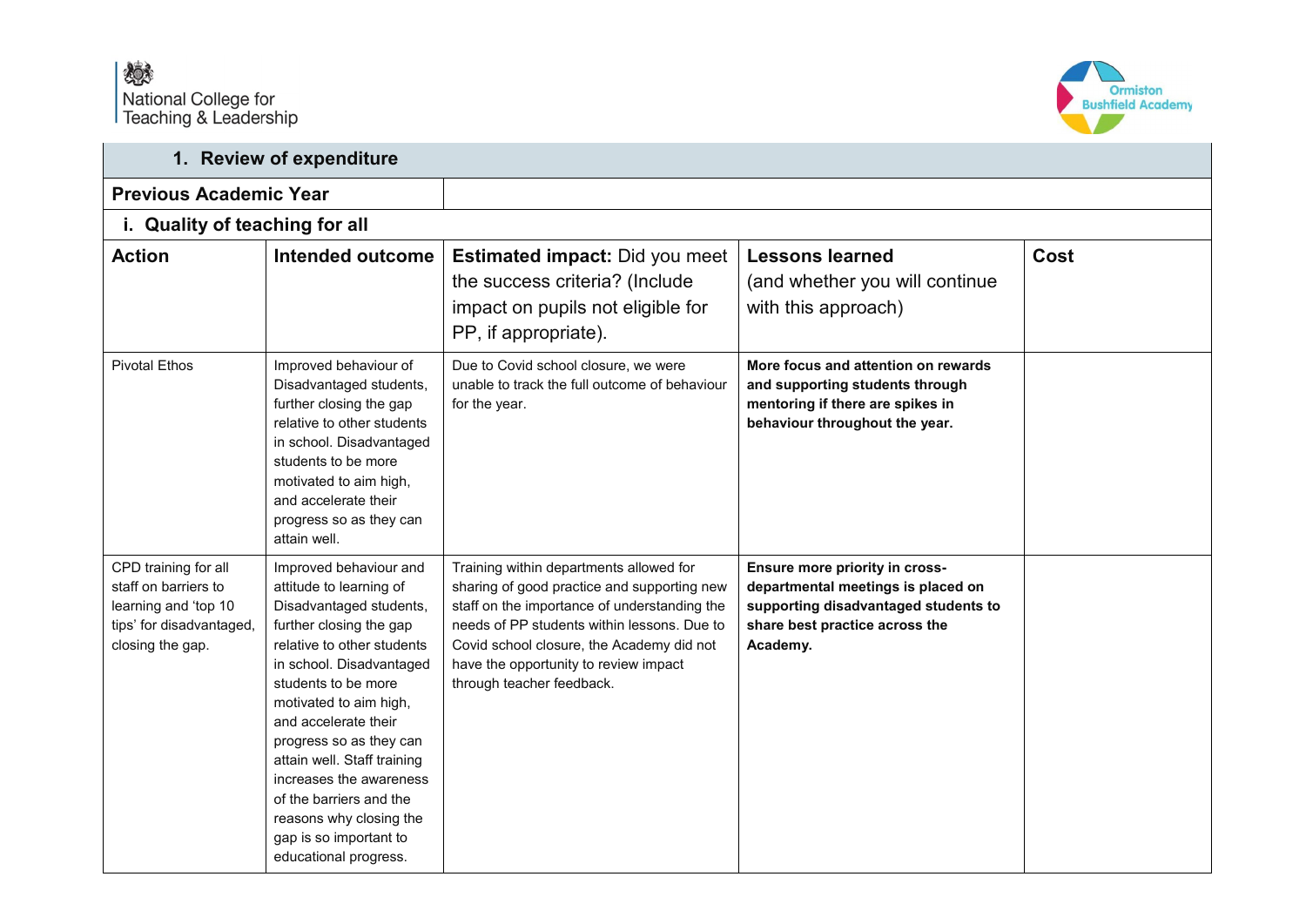## 1. Review of expenditure

| Previous Academic Year | | | | |
|---|---|---|---|---|
| **i. Quality of teaching for all** | | | | |
| **Action** | **Intended outcome** | **Estimated impact:** Did you meet the success criteria? (Include impact on pupils not eligible for PP, if appropriate). | **Lessons learned** (and whether you will continue with this approach) | **Cost** |
| Pivotal Ethos | Improved behaviour of Disadvantaged students, further closing the gap relative to other students in school. Disadvantaged students to be more motivated to aim high, and accelerate their progress so as they can attain well. | Due to Covid school closure, we were unable to track the full outcome of behaviour for the year. | **More focus and attention on rewards and supporting students through mentoring if there are spikes in behaviour throughout the year.** | |
| CPD training for all staff on barriers to learning and 'top 10 tips' for disadvantaged, closing the gap. | Improved behaviour and attitude to learning of Disadvantaged students, further closing the gap relative to other students in school. Disadvantaged students to be more motivated to aim high, and accelerate their progress so as they can attain well. Staff training increases the awareness of the barriers and the reasons why closing the gap is so important to educational progress. | Training within departments allowed for sharing of good practice and supporting new staff on the importance of understanding the needs of PP students within lessons. Due to Covid school closure, the Academy did not have the opportunity to review impact through teacher feedback. | **Ensure more priority in cross-departmental meetings is placed on supporting disadvantaged students to share best practice across the Academy.** | |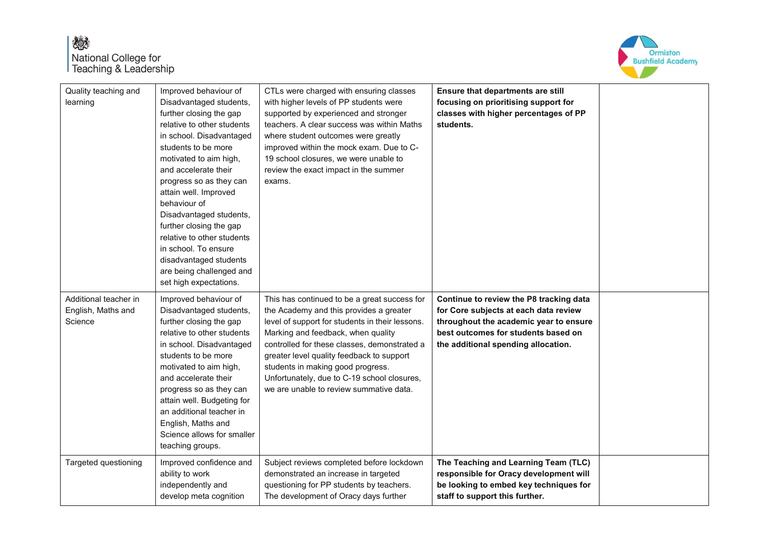| Quality teaching and learning | Improved behaviour of Disadvantaged students, further closing the gap relative to other students in school. Disadvantaged students to be more motivated to aim high, and accelerate their progress so as they can attain well. Improved behaviour of Disadvantaged students, further closing the gap relative to other students in school. To ensure disadvantaged students are being challenged and set high expectations. | CTLs were charged with ensuring classes with higher levels of PP students were supported by experienced and stronger teachers. A clear success was within Maths where student outcomes were greatly improved within the mock exam. Due to C-19 school closures, we were unable to review the exact impact in the summer exams. | **Ensure that departments are still focusing on prioritising support for classes with higher percentages of PP students.** | |
|---|---|---|---|---|
| Additional teacher in English, Maths and Science | Improved behaviour of Disadvantaged students, further closing the gap relative to other students in school. Disadvantaged students to be more motivated to aim high, and accelerate their progress so as they can attain well. Budgeting for an additional teacher in English, Maths and Science allows for smaller teaching groups. | This has continued to be a great success for the Academy and this provides a greater level of support for students in their lessons. Marking and feedback, when quality controlled for these classes, demonstrated a greater level quality feedback to support students in making good progress. Unfortunately, due to C-19 school closures, we are unable to review summative data. | **Continue to review the P8 tracking data for Core subjects at each data review throughout the academic year to ensure best outcomes for students based on the additional spending allocation.** | |
| Targeted questioning | Improved confidence and ability to work independently and develop meta cognition | Subject reviews completed before lockdown demonstrated an increase in targeted questioning for PP students by teachers. The development of Oracy days further | **The Teaching and Learning Team (TLC) responsible for Oracy development will be looking to embed key techniques for staff to support this further.** | |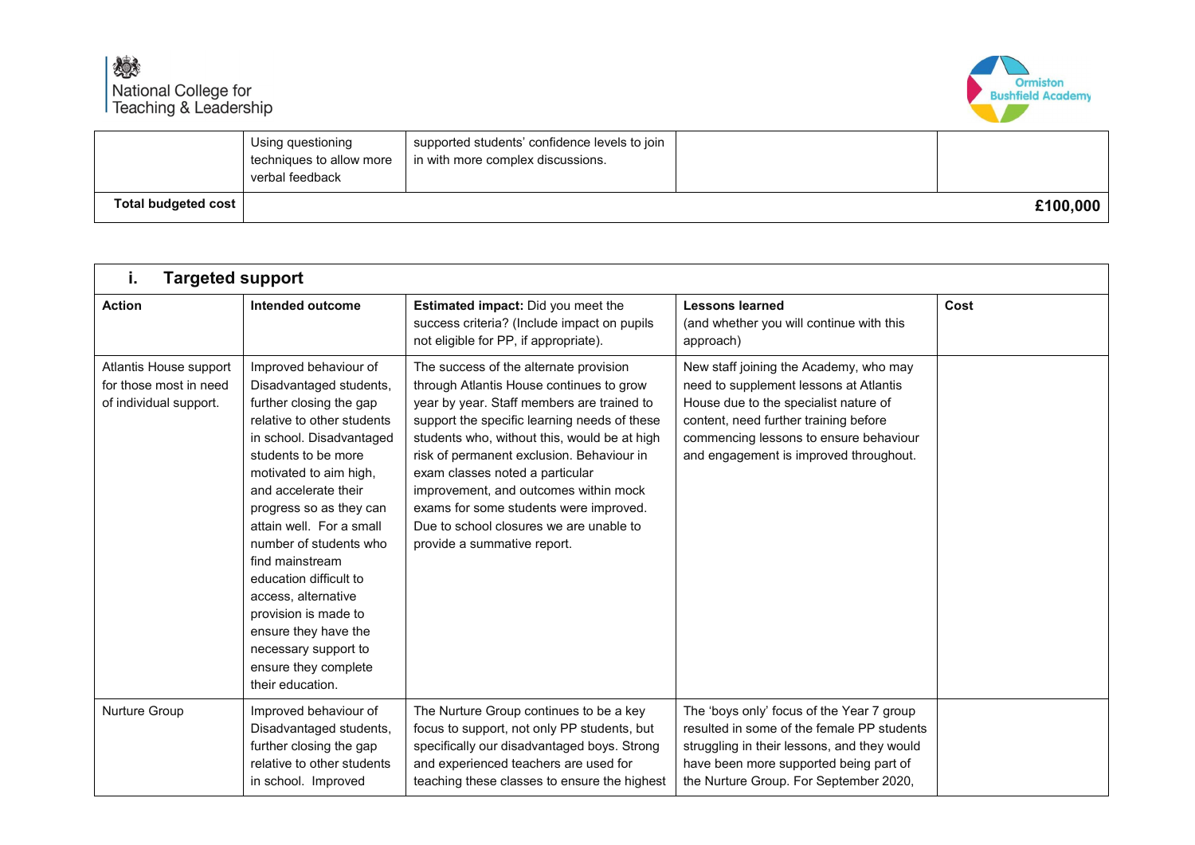| | Using questioning techniques to allow more verbal feedback | supported students' confidence levels to join in with more complex discussions. | | |
|---|---|---|---|---|
| **Total budgeted cost** | | | | **£100,000** |

| **i. Targeted support** | | | | |
|---|---|---|---|---|
| **Action** | **Intended outcome** | **Estimated impact:** Did you meet the success criteria? (Include impact on pupils not eligible for PP, if appropriate). | **Lessons learned** (and whether you will continue with this approach) | **Cost** |
| Atlantis House support for those most in need of individual support. | Improved behaviour of Disadvantaged students, further closing the gap relative to other students in school. Disadvantaged students to be more motivated to aim high, and accelerate their progress so as they can attain well. For a small number of students who find mainstream education difficult to access, alternative provision is made to ensure they have the necessary support to ensure they complete their education. | The success of the alternate provision through Atlantis House continues to grow year by year. Staff members are trained to support the specific learning needs of these students who, without this, would be at high risk of permanent exclusion. Behaviour in exam classes noted a particular improvement, and outcomes within mock exams for some students were improved. Due to school closures we are unable to provide a summative report. | New staff joining the Academy, who may need to supplement lessons at Atlantis House due to the specialist nature of content, need further training before commencing lessons to ensure behaviour and engagement is improved throughout. | |
| Nurture Group | Improved behaviour of Disadvantaged students, further closing the gap relative to other students in school. Improved | The Nurture Group continues to be a key focus to support, not only PP students, but specifically our disadvantaged boys. Strong and experienced teachers are used for teaching these classes to ensure the highest | The 'boys only' focus of the Year 7 group resulted in some of the female PP students struggling in their lessons, and they would have been more supported being part of the Nurture Group. For September 2020, | |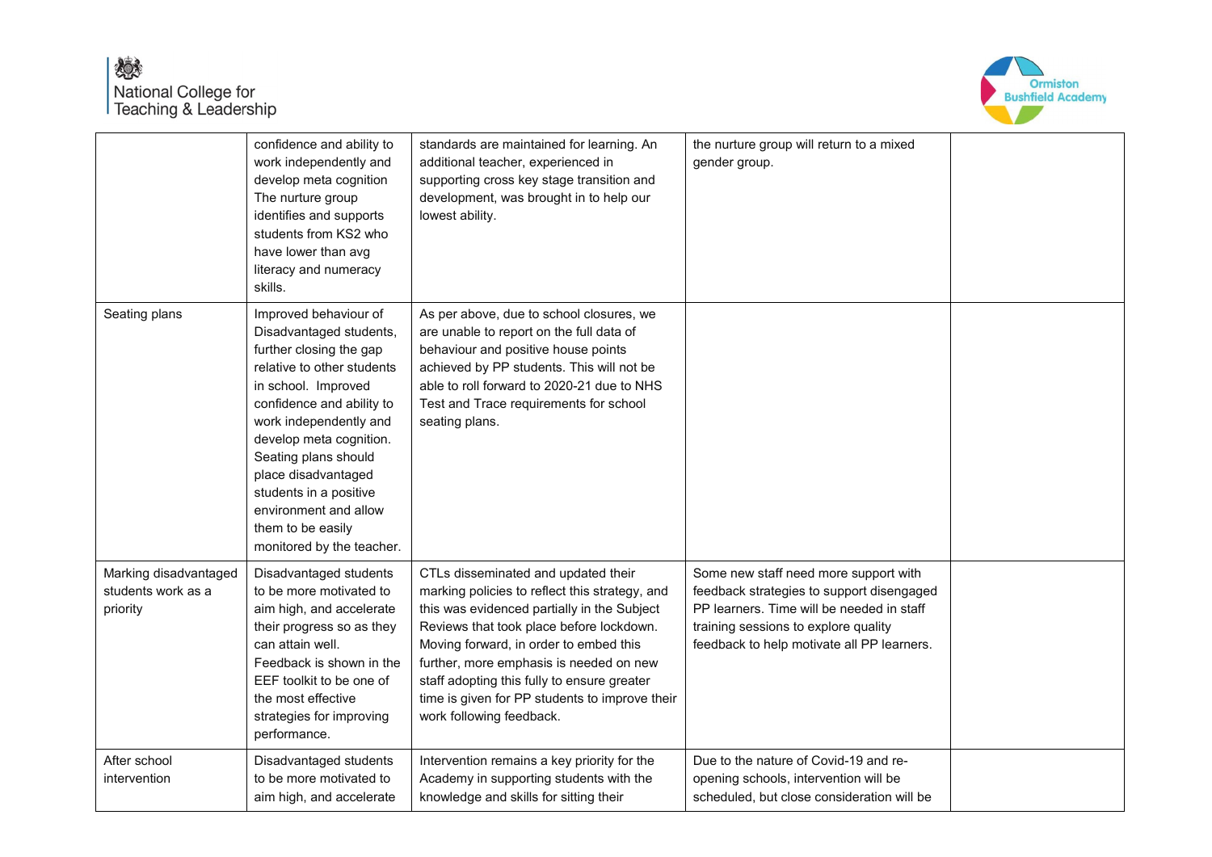| | | | | |
|---|---|---|---|---|
| | confidence and ability to work independently and develop meta cognition The nurture group identifies and supports students from KS2 who have lower than avg literacy and numeracy skills. | standards are maintained for learning. An additional teacher, experienced in supporting cross key stage transition and development, was brought in to help our lowest ability. | the nurture group will return to a mixed gender group. | |
| Seating plans | Improved behaviour of Disadvantaged students, further closing the gap relative to other students in school. Improved confidence and ability to work independently and develop meta cognition. Seating plans should place disadvantaged students in a positive environment and allow them to be easily monitored by the teacher. | As per above, due to school closures, we are unable to report on the full data of behaviour and positive house points achieved by PP students. This will not be able to roll forward to 2020-21 due to NHS Test and Trace requirements for school seating plans. | | |
| Marking disadvantaged students work as a priority | Disadvantaged students to be more motivated to aim high, and accelerate their progress so as they can attain well. Feedback is shown in the EEF toolkit to be one of the most effective strategies for improving performance. | CTLs disseminated and updated their marking policies to reflect this strategy, and this was evidenced partially in the Subject Reviews that took place before lockdown. Moving forward, in order to embed this further, more emphasis is needed on new staff adopting this fully to ensure greater time is given for PP students to improve their work following feedback. | Some new staff need more support with feedback strategies to support disengaged PP learners. Time will be needed in staff training sessions to explore quality feedback to help motivate all PP learners. | |
| After school intervention | Disadvantaged students to be more motivated to aim high, and accelerate | Intervention remains a key priority for the Academy in supporting students with the knowledge and skills for sitting their | Due to the nature of Covid-19 and re-opening schools, intervention will be scheduled, but close consideration will be | |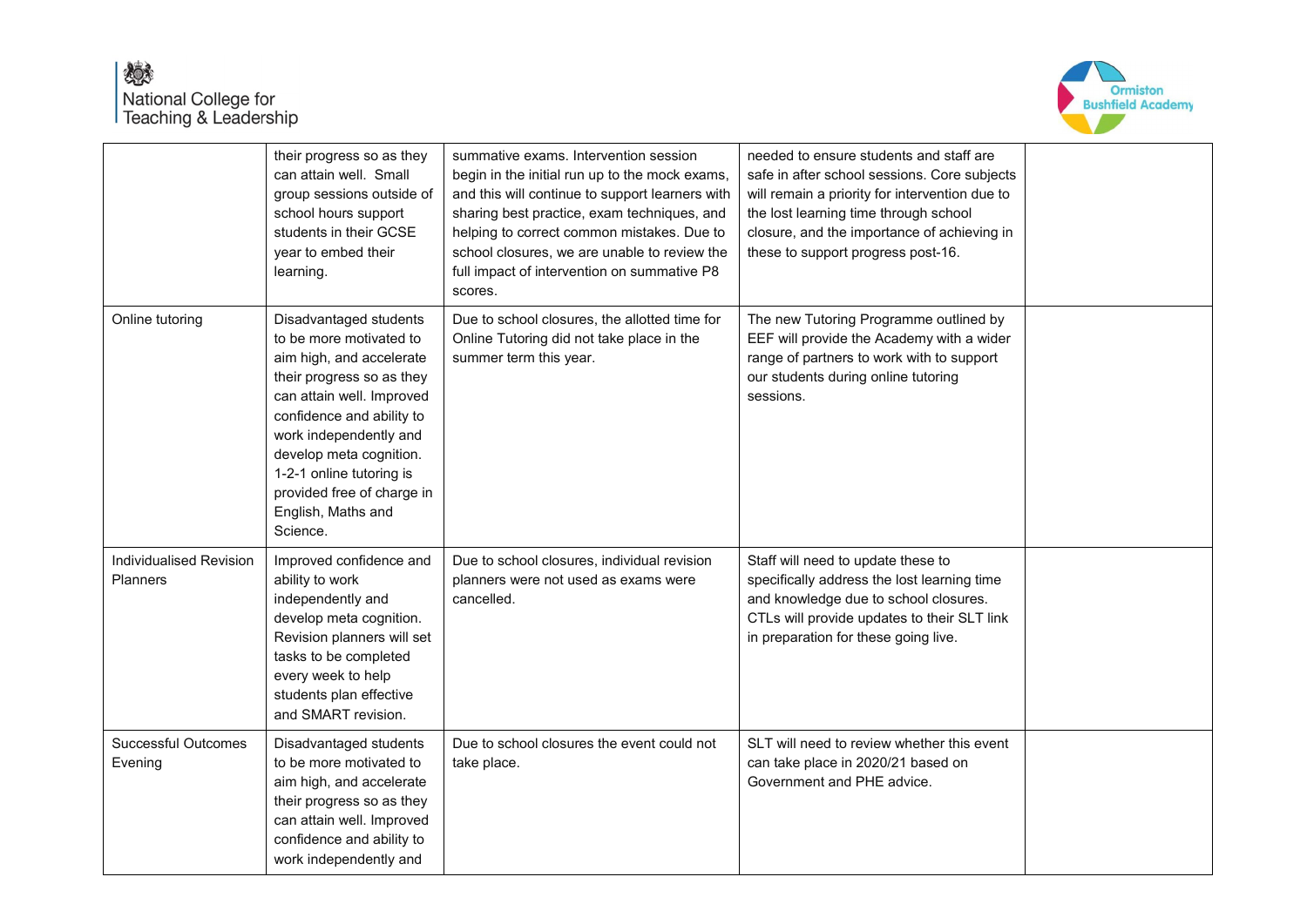| | | | | |
|---|---|---|---|---|
| | their progress so as they can attain well. Small group sessions outside of school hours support students in their GCSE year to embed their learning. | summative exams. Intervention session begin in the initial run up to the mock exams, and this will continue to support learners with sharing best practice, exam techniques, and helping to correct common mistakes. Due to school closures, we are unable to review the full impact of intervention on summative P8 scores. | needed to ensure students and staff are safe in after school sessions. Core subjects will remain a priority for intervention due to the lost learning time through school closure, and the importance of achieving in these to support progress post-16. | |
| Online tutoring | Disadvantaged students to be more motivated to aim high, and accelerate their progress so as they can attain well. Improved confidence and ability to work independently and develop meta cognition. 1-2-1 online tutoring is provided free of charge in English, Maths and Science. | Due to school closures, the allotted time for Online Tutoring did not take place in the summer term this year. | The new Tutoring Programme outlined by EEF will provide the Academy with a wider range of partners to work with to support our students during online tutoring sessions. | |
| Individualised Revision Planners | Improved confidence and ability to work independently and develop meta cognition. Revision planners will set tasks to be completed every week to help students plan effective and SMART revision. | Due to school closures, individual revision planners were not used as exams were cancelled. | Staff will need to update these to specifically address the lost learning time and knowledge due to school closures. CTLs will provide updates to their SLT link in preparation for these going live. | |
| Successful Outcomes Evening | Disadvantaged students to be more motivated to aim high, and accelerate their progress so as they can attain well. Improved confidence and ability to work independently and | Due to school closures the event could not take place. | SLT will need to review whether this event can take place in 2020/21 based on Government and PHE advice. | |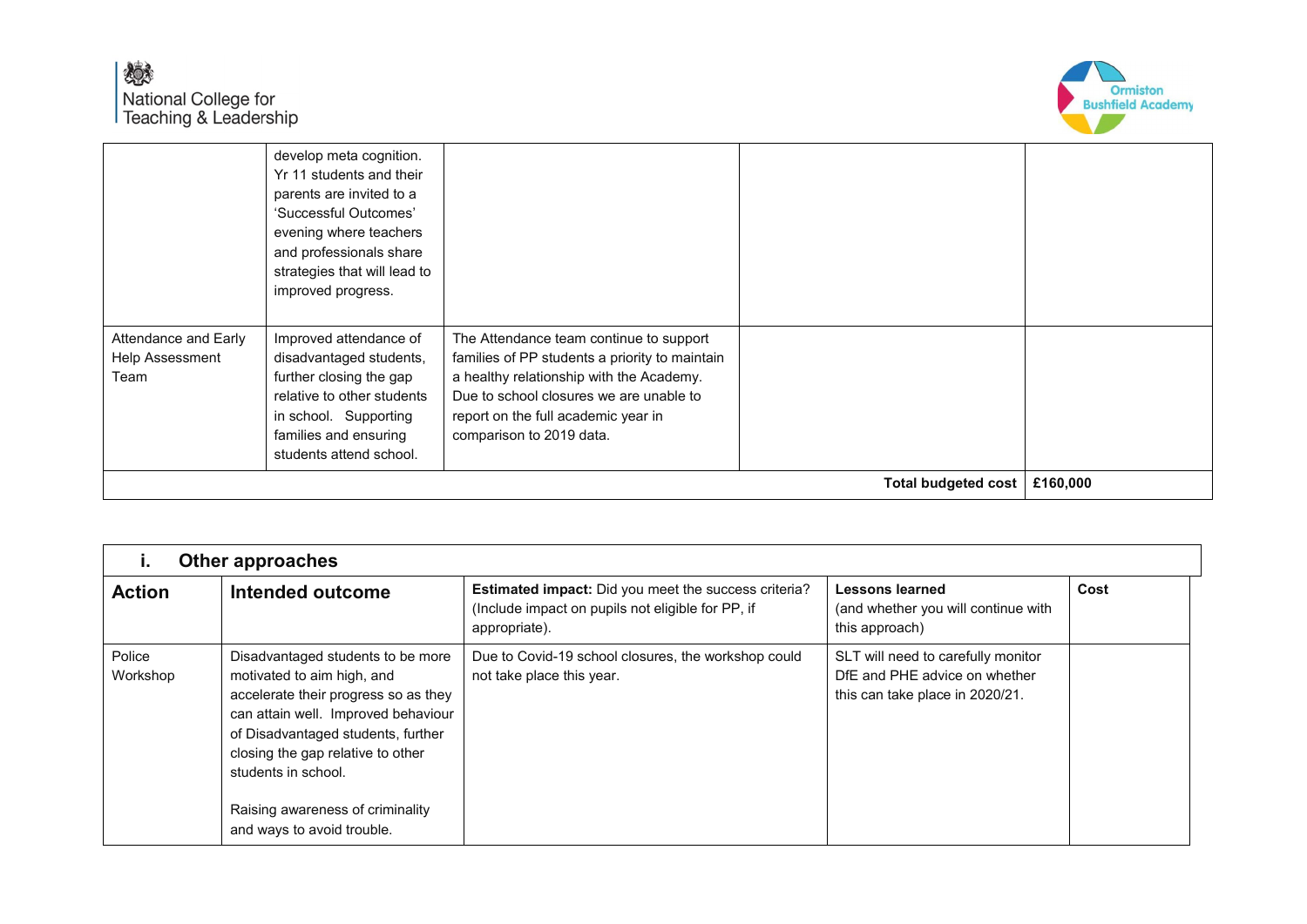| | | | | |
|---|---|---|---|---|
| | develop meta cognition. Yr 11 students and their parents are invited to a 'Successful Outcomes' evening where teachers and professionals share strategies that will lead to improved progress. | | | |
| Attendance and Early Help Assessment Team | Improved attendance of disadvantaged students, further closing the gap relative to other students in school. Supporting families and ensuring students attend school. | The Attendance team continue to support families of PP students a priority to maintain a healthy relationship with the Academy. Due to school closures we are unable to report on the full academic year in comparison to 2019 data. | | |
| | | | **Total budgeted cost** | **£160,000** |

### i. Other approaches

| Action | Intended outcome | **Estimated impact:** Did you meet the success criteria? (Include impact on pupils not eligible for PP, if appropriate). | **Lessons learned** (and whether you will continue with this approach) | Cost |
|---|---|---|---|---|
| Police Workshop | Disadvantaged students to be more motivated to aim high, and accelerate their progress so as they can attain well. Improved behaviour of Disadvantaged students, further closing the gap relative to other students in school.<br><br>Raising awareness of criminality and ways to avoid trouble. | Due to Covid-19 school closures, the workshop could not take place this year. | SLT will need to carefully monitor DfE and PHE advice on whether this can take place in 2020/21. | |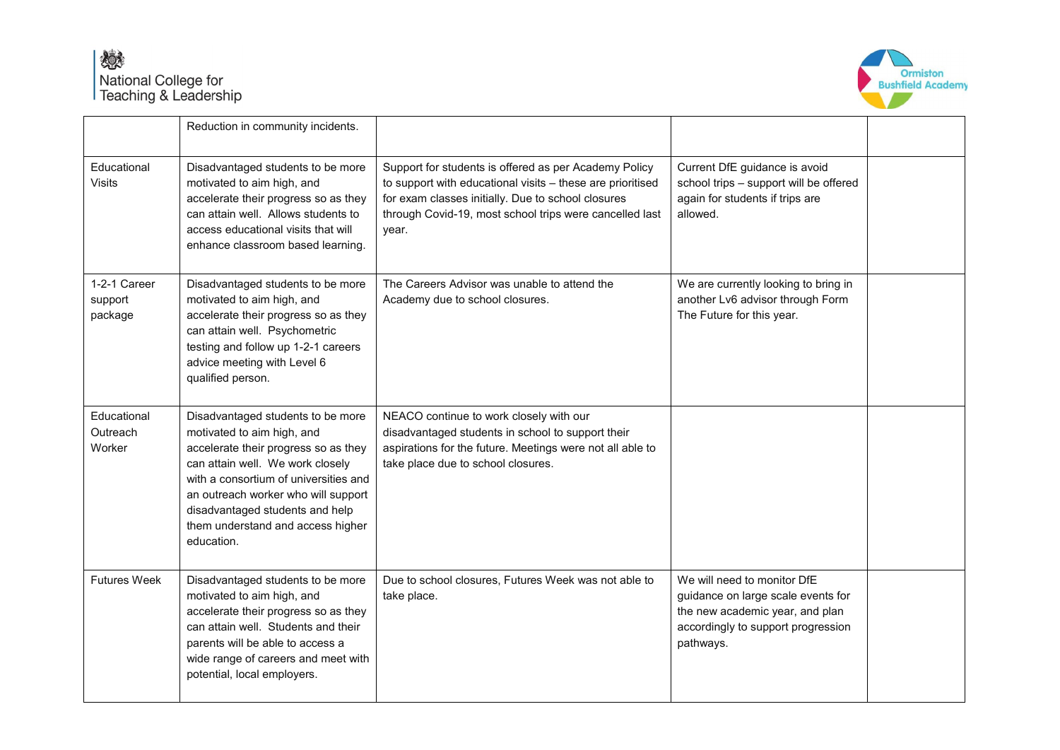| | | | | |
|---|---|---|---|---|
| | Reduction in community incidents. | | | |
| Educational Visits | Disadvantaged students to be more motivated to aim high, and accelerate their progress so as they can attain well. Allows students to access educational visits that will enhance classroom based learning. | Support for students is offered as per Academy Policy to support with educational visits – these are prioritised for exam classes initially. Due to school closures through Covid-19, most school trips were cancelled last year. | Current DfE guidance is avoid school trips – support will be offered again for students if trips are allowed. | |
| 1-2-1 Career support package | Disadvantaged students to be more motivated to aim high, and accelerate their progress so as they can attain well. Psychometric testing and follow up 1-2-1 careers advice meeting with Level 6 qualified person. | The Careers Advisor was unable to attend the Academy due to school closures. | We are currently looking to bring in another Lv6 advisor through Form The Future for this year. | |
| Educational Outreach Worker | Disadvantaged students to be more motivated to aim high, and accelerate their progress so as they can attain well. We work closely with a consortium of universities and an outreach worker who will support disadvantaged students and help them understand and access higher education. | NEACO continue to work closely with our disadvantaged students in school to support their aspirations for the future. Meetings were not all able to take place due to school closures. | | |
| Futures Week | Disadvantaged students to be more motivated to aim high, and accelerate their progress so as they can attain well. Students and their parents will be able to access a wide range of careers and meet with potential, local employers. | Due to school closures, Futures Week was not able to take place. | We will need to monitor DfE guidance on large scale events for the new academic year, and plan accordingly to support progression pathways. | |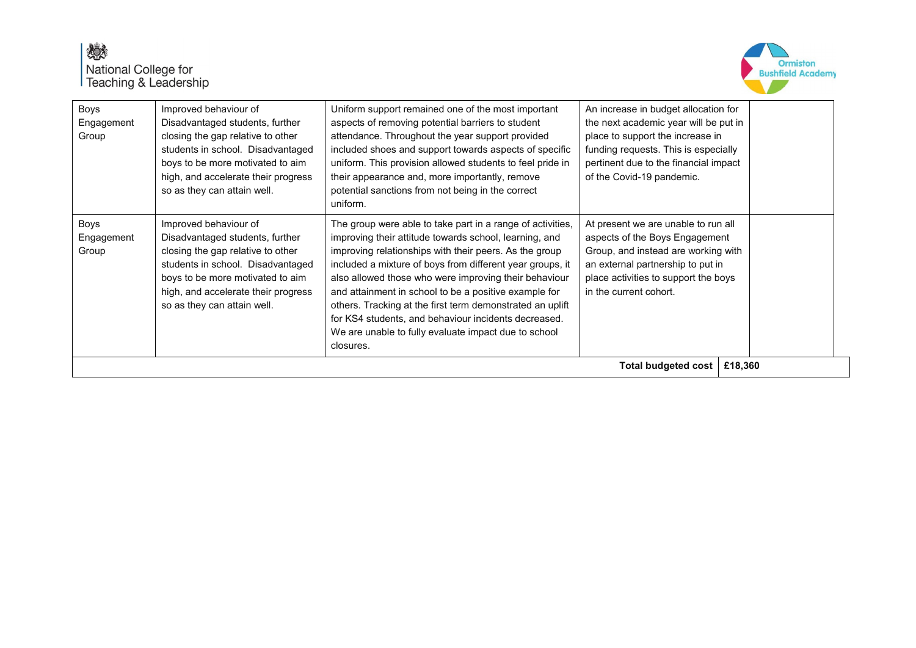| | | | | |
|---|---|---|---|---|
| Boys Engagement Group | Improved behaviour of Disadvantaged students, further closing the gap relative to other students in school. Disadvantaged boys to be more motivated to aim high, and accelerate their progress so as they can attain well. | Uniform support remained one of the most important aspects of removing potential barriers to student attendance. Throughout the year support provided included shoes and support towards aspects of specific uniform. This provision allowed students to feel pride in their appearance and, more importantly, remove potential sanctions from not being in the correct uniform. | An increase in budget allocation for the next academic year will be put in place to support the increase in funding requests. This is especially pertinent due to the financial impact of the Covid-19 pandemic. | |
| Boys Engagement Group | Improved behaviour of Disadvantaged students, further closing the gap relative to other students in school. Disadvantaged boys to be more motivated to aim high, and accelerate their progress so as they can attain well. | The group were able to take part in a range of activities, improving their attitude towards school, learning, and improving relationships with their peers. As the group included a mixture of boys from different year groups, it also allowed those who were improving their behaviour and attainment in school to be a positive example for others. Tracking at the first term demonstrated an uplift for KS4 students, and behaviour incidents decreased. We are unable to fully evaluate impact due to school closures. | At present we are unable to run all aspects of the Boys Engagement Group, and instead are working with an external partnership to put in place activities to support the boys in the current cohort. | |
| | | | **Total budgeted cost** | **£18,360** |